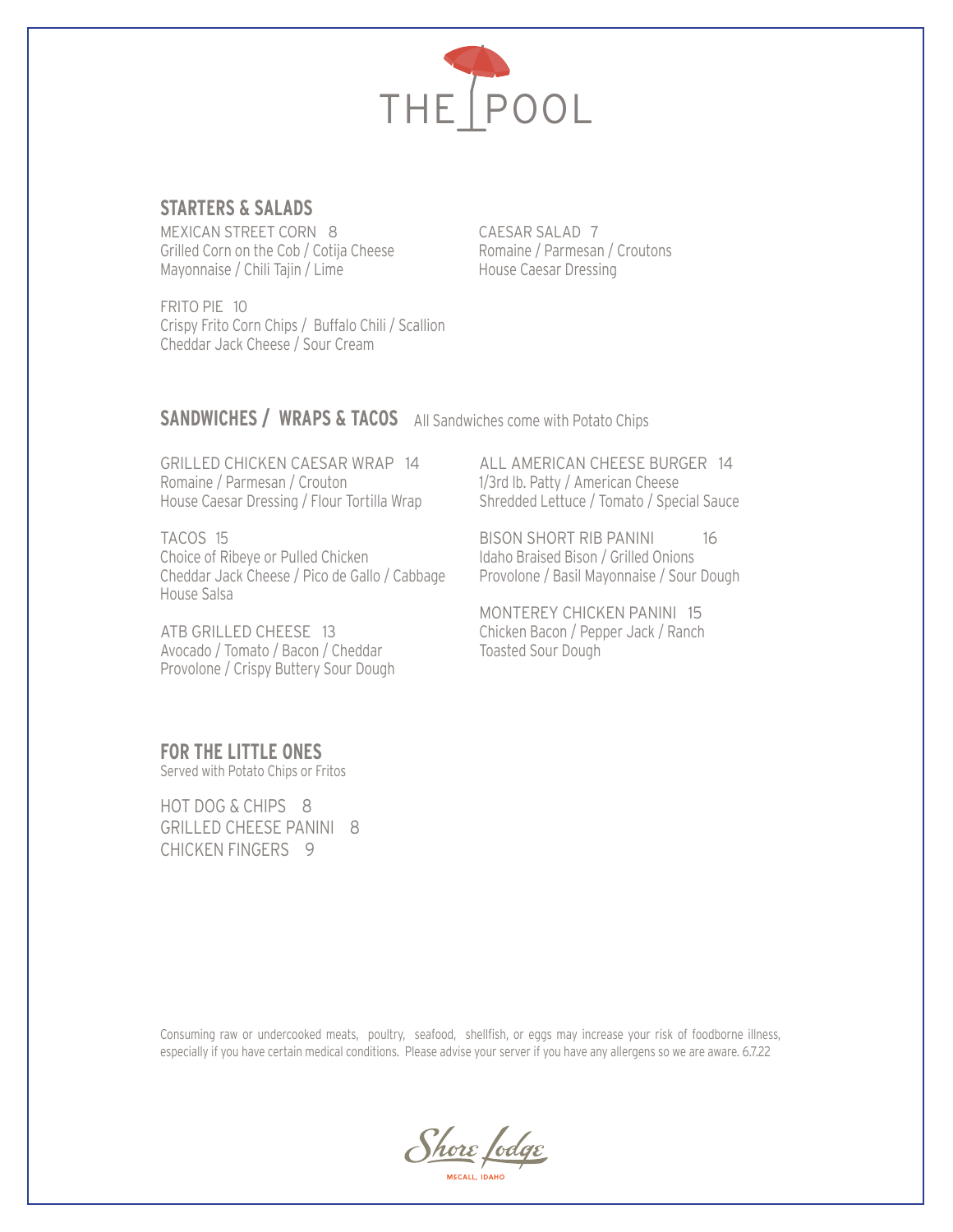# THE POOL

## STARTERS & SALADS

MEXICAN STREET CORN 8
Grilled Corn on the Cob / Cotija Cheese
Mayonnaise / Chili Tajin / Lime

FRITO PIE 10
Crispy Frito Corn Chips / Buffalo Chili / Scallion
Cheddar Jack Cheese / Sour Cream

CAESAR SALAD 7
Romaine / Parmesan / Croutons
House Caesar Dressing

## SANDWICHES / WRAPS & TACOS

All Sandwiches come with Potato Chips

GRILLED CHICKEN CAESAR WRAP 14
Romaine / Parmesan / Crouton
House Caesar Dressing / Flour Tortilla Wrap

TACOS 15
Choice of Ribeye or Pulled Chicken
Cheddar Jack Cheese / Pico de Gallo / Cabbage
House Salsa

ATB GRILLED CHEESE 13
Avocado / Tomato / Bacon / Cheddar
Provolone / Crispy Buttery Sour Dough

ALL AMERICAN CHEESE BURGER 14
1/3rd lb. Patty / American Cheese
Shredded Lettuce / Tomato / Special Sauce

BISON SHORT RIB PANINI 16
Idaho Braised Bison / Grilled Onions
Provolone / Basil Mayonnaise / Sour Dough

MONTEREY CHICKEN PANINI 15
Chicken Bacon / Pepper Jack / Ranch
Toasted Sour Dough

## FOR THE LITTLE ONES

Served with Potato Chips or Fritos

HOT DOG & CHIPS 8
GRILLED CHEESE PANINI 8
CHICKEN FINGERS 9

Consuming raw or undercooked meats, poultry, seafood, shellfish, or eggs may increase your risk of foodborne illness, especially if you have certain medical conditions. Please advise your server if you have any allergens so we are aware. 6.7.22

Shore Lodge
MCCALL, IDAHO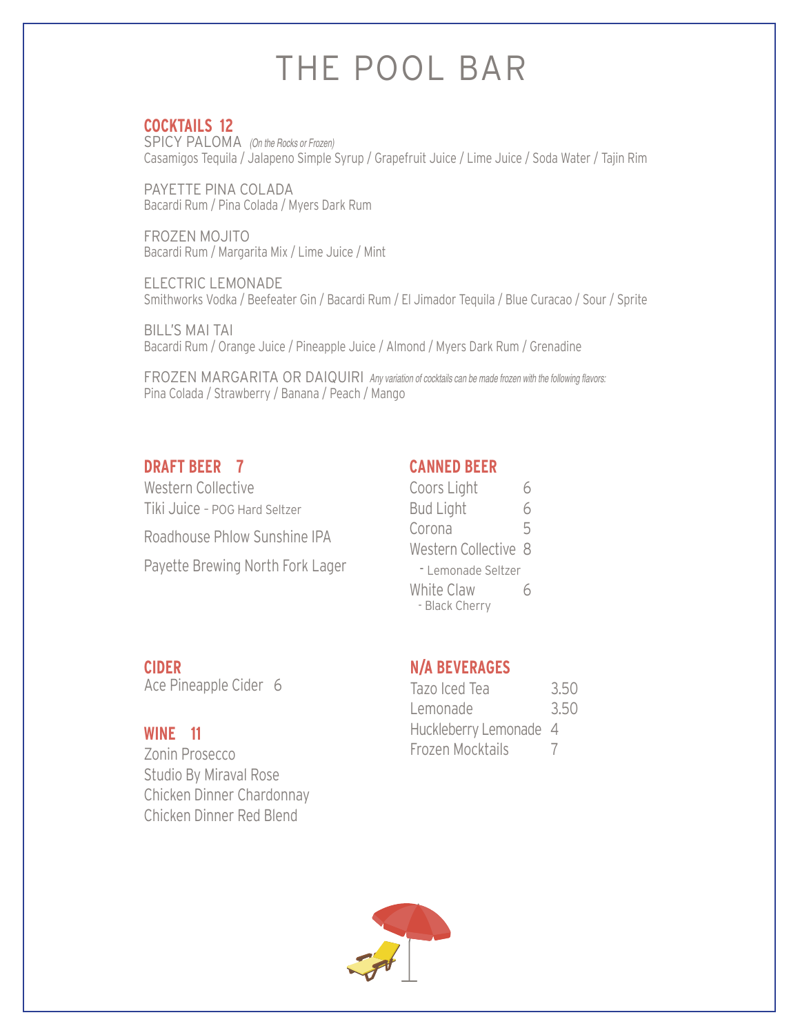# THE POOL BAR

## COCKTAILS 12

SPICY PALOMA *(On the Rocks or Frozen)*
Casamigos Tequila / Jalapeno Simple Syrup / Grapefruit Juice / Lime Juice / Soda Water / Tajin Rim

PAYETTE PINA COLADA
Bacardi Rum / Pina Colada / Myers Dark Rum

FROZEN MOJITO
Bacardi Rum / Margarita Mix / Lime Juice / Mint

ELECTRIC LEMONADE
Smithworks Vodka / Beefeater Gin / Bacardi Rum / El Jimador Tequila / Blue Curacao / Sour / Sprite

BILL'S MAI TAI
Bacardi Rum / Orange Juice / Pineapple Juice / Almond / Myers Dark Rum / Grenadine

FROZEN MARGARITA OR DAIQUIRI *Any variation of cocktails can be made frozen with the following flavors:*
Pina Colada / Strawberry / Banana / Peach / Mango

## DRAFT BEER 7

Western Collective
Tiki Juice - POG Hard Seltzer
Roadhouse Phlow Sunshine IPA
Payette Brewing North Fork Lager

## CANNED BEER

| | |
|---|---|
| Coors Light | 6 |
| Bud Light | 6 |
| Corona | 5 |
| Western Collective - Lemonade Seltzer | 8 |
| White Claw - Black Cherry | 6 |

## CIDER

Ace Pineapple Cider 6

## WINE 11

Zonin Prosecco
Studio By Miraval Rose
Chicken Dinner Chardonnay
Chicken Dinner Red Blend

## N/A BEVERAGES

| | |
|---|---|
| Tazo Iced Tea | 3.50 |
| Lemonade | 3.50 |
| Huckleberry Lemonade | 4 |
| Frozen Mocktails | 7 |